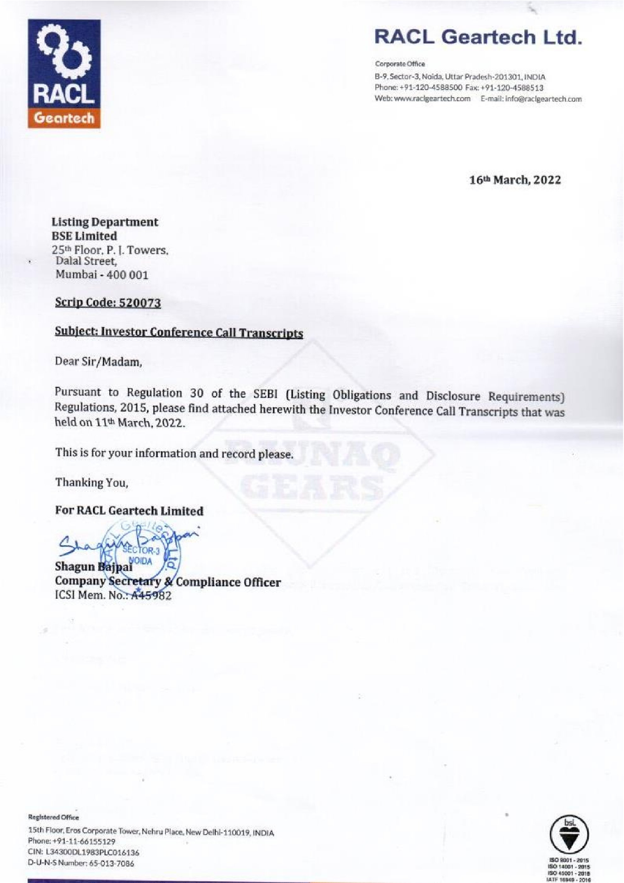# RACL Geartech Ltd.

Corporate Office
B-9, Sector-3, Noida, Uttar Pradesh-201301, INDIA
Phone: +91-120-4588500 Fax: +91-120-4588513
Web: www.raclgeartech.com E-mail: info@raclgeartech.com

**16th March, 2022**

**Listing Department**
**BSE Limited**
25th Floor, P. J. Towers,
Dalal Street,
Mumbai - 400 001

**Scrip Code: 520073**

**Subject: Investor Conference Call Transcripts**

Dear Sir/Madam,

Pursuant to Regulation 30 of the SEBI (Listing Obligations and Disclosure Requirements) Regulations, 2015, please find attached herewith the Investor Conference Call Transcripts that was held on 11th March, 2022.

This is for your information and record please.

Thanking You,

**For RACL Geartech Limited**

**Shagun Bajpai**
**Company Secretary & Compliance Officer**
ICSI Mem. No.: A45982

Registered Office
15th Floor, Eros Corporate Tower, Nehru Place, New Delhi-110019, INDIA
Phone: +91-11-66155129
CIN: L34300DL1983PLC016136
D-U-N-S Number: 65-013-7086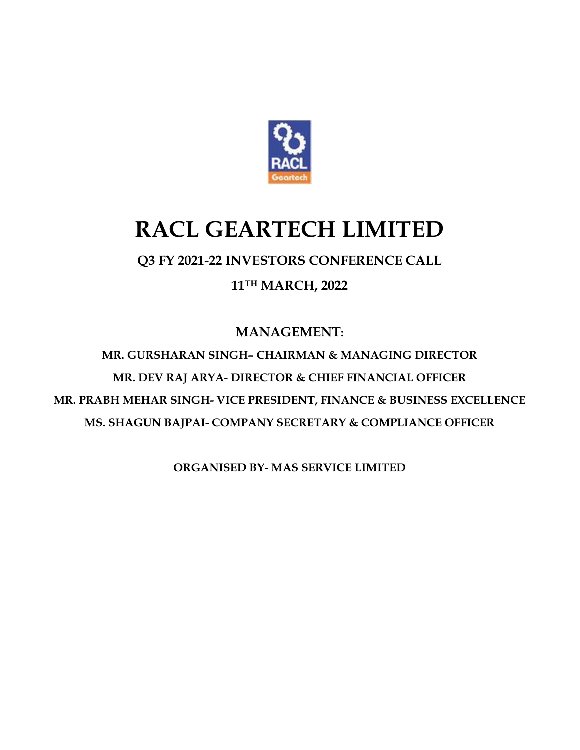# RACL GEARTECH LIMITED

**Q3 FY 2021-22 INVESTORS CONFERENCE CALL**

**11TH MARCH, 2022**

**MANAGEMENT:**

**MR. GURSHARAN SINGH– CHAIRMAN & MANAGING DIRECTOR**

**MR. DEV RAJ ARYA- DIRECTOR & CHIEF FINANCIAL OFFICER**

**MR. PRABH MEHAR SINGH- VICE PRESIDENT, FINANCE & BUSINESS EXCELLENCE**

**MS. SHAGUN BAJPAI- COMPANY SECRETARY & COMPLIANCE OFFICER**

**ORGANISED BY- MAS SERVICE LIMITED**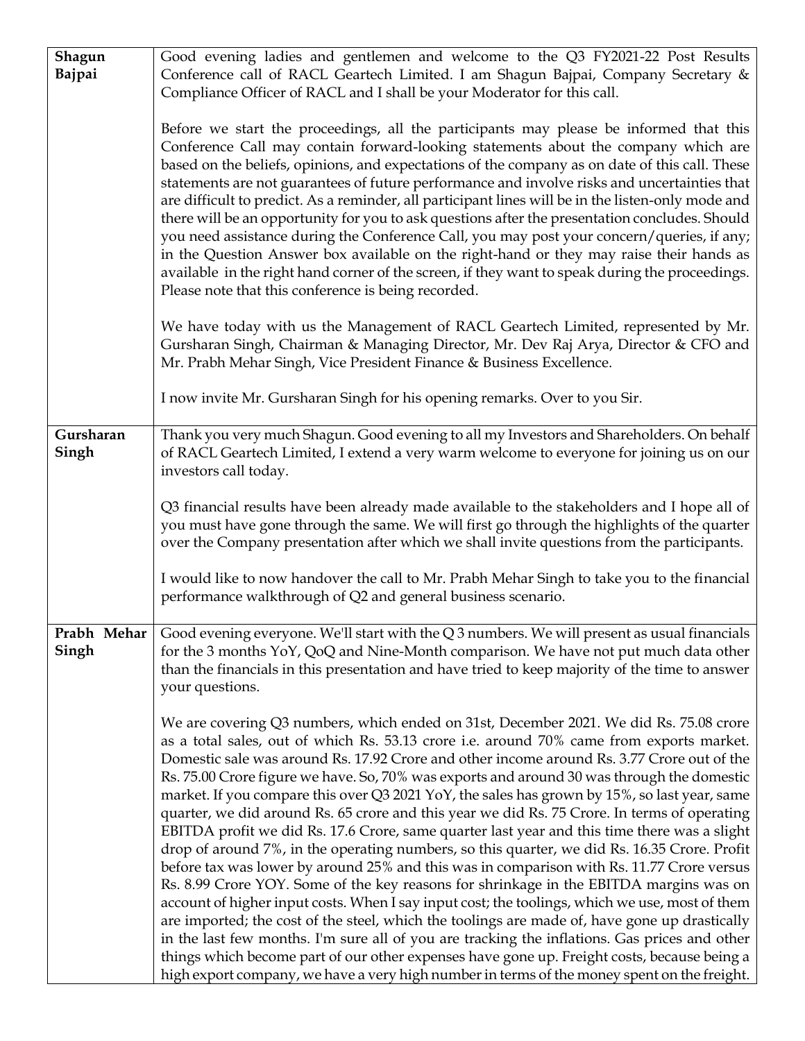| | |
|---|---|
| **Shagun Bajpai** | Good evening ladies and gentlemen and welcome to the Q3 FY2021-22 Post Results Conference call of RACL Geartech Limited. I am Shagun Bajpai, Company Secretary & Compliance Officer of RACL and I shall be your Moderator for this call.<br><br>Before we start the proceedings, all the participants may please be informed that this Conference Call may contain forward-looking statements about the company which are based on the beliefs, opinions, and expectations of the company as on date of this call. These statements are not guarantees of future performance and involve risks and uncertainties that are difficult to predict. As a reminder, all participant lines will be in the listen-only mode and there will be an opportunity for you to ask questions after the presentation concludes. Should you need assistance during the Conference Call, you may post your concern/queries, if any; in the Question Answer box available on the right-hand or they may raise their hands as available in the right hand corner of the screen, if they want to speak during the proceedings. Please note that this conference is being recorded.<br><br>We have today with us the Management of RACL Geartech Limited, represented by Mr. Gursharan Singh, Chairman & Managing Director, Mr. Dev Raj Arya, Director & CFO and Mr. Prabh Mehar Singh, Vice President Finance & Business Excellence.<br><br>I now invite Mr. Gursharan Singh for his opening remarks. Over to you Sir. |
| **Gursharan Singh** | Thank you very much Shagun. Good evening to all my Investors and Shareholders. On behalf of RACL Geartech Limited, I extend a very warm welcome to everyone for joining us on our investors call today.<br><br>Q3 financial results have been already made available to the stakeholders and I hope all of you must have gone through the same. We will first go through the highlights of the quarter over the Company presentation after which we shall invite questions from the participants.<br><br>I would like to now handover the call to Mr. Prabh Mehar Singh to take you to the financial performance walkthrough of Q2 and general business scenario. |
| **Prabh Mehar Singh** | Good evening everyone. We'll start with the Q 3 numbers. We will present as usual financials for the 3 months YoY, QoQ and Nine-Month comparison. We have not put much data other than the financials in this presentation and have tried to keep majority of the time to answer your questions.<br><br>We are covering Q3 numbers, which ended on 31st, December 2021. We did Rs. 75.08 crore as a total sales, out of which Rs. 53.13 crore i.e. around 70% came from exports market. Domestic sale was around Rs. 17.92 Crore and other income around Rs. 3.77 Crore out of the Rs. 75.00 Crore figure we have. So, 70% was exports and around 30 was through the domestic market. If you compare this over Q3 2021 YoY, the sales has grown by 15%, so last year, same quarter, we did around Rs. 65 crore and this year we did Rs. 75 Crore. In terms of operating EBITDA profit we did Rs. 17.6 Crore, same quarter last year and this time there was a slight drop of around 7%, in the operating numbers, so this quarter, we did Rs. 16.35 Crore. Profit before tax was lower by around 25% and this was in comparison with Rs. 11.77 Crore versus Rs. 8.99 Crore YOY. Some of the key reasons for shrinkage in the EBITDA margins was on account of higher input costs. When I say input cost; the toolings, which we use, most of them are imported; the cost of the steel, which the toolings are made of, have gone up drastically in the last few months. I'm sure all of you are tracking the inflations. Gas prices and other things which become part of our other expenses have gone up. Freight costs, because being a high export company, we have a very high number in terms of the money spent on the freight. |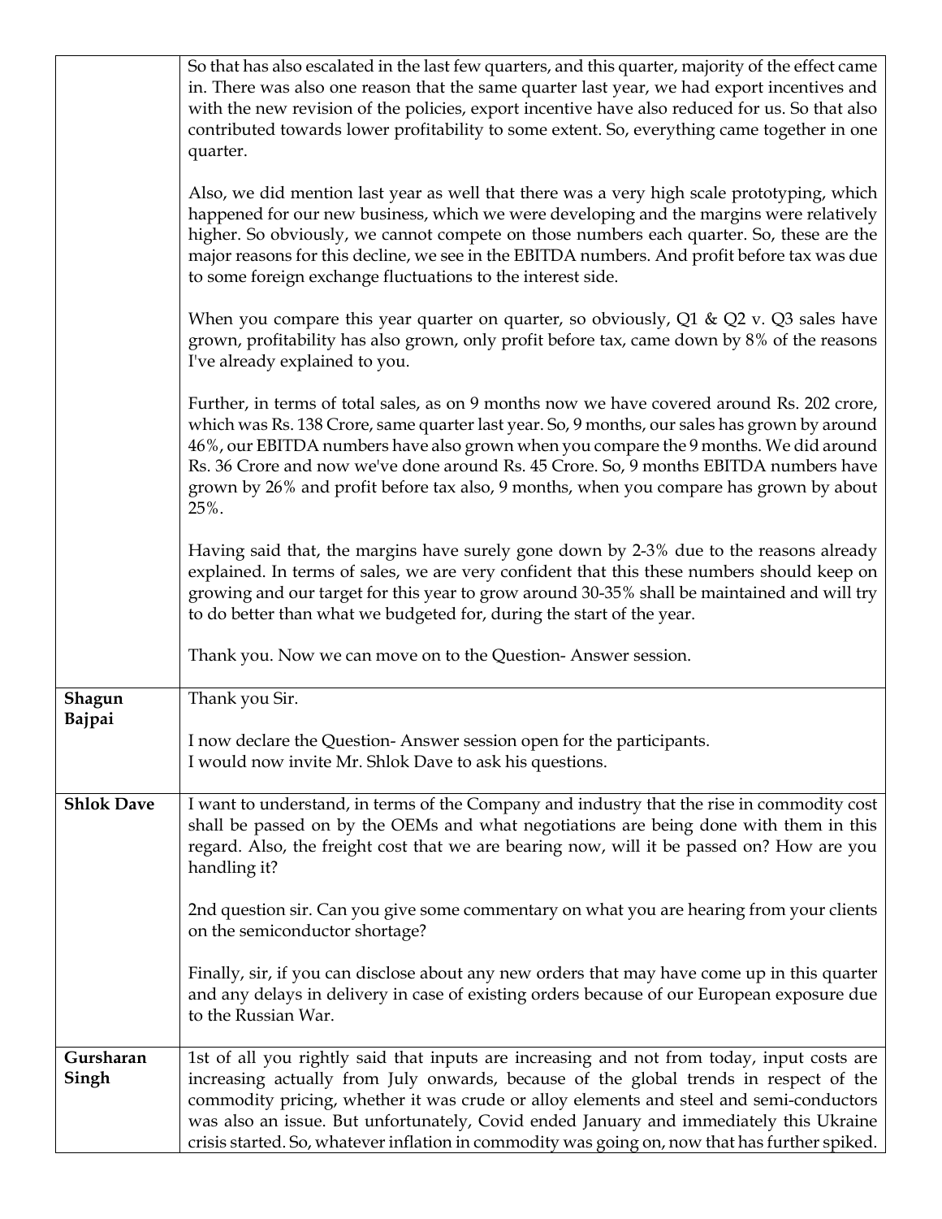| | |
|---|---|
| | So that has also escalated in the last few quarters, and this quarter, majority of the effect came in. There was also one reason that the same quarter last year, we had export incentives and with the new revision of the policies, export incentive have also reduced for us. So that also contributed towards lower profitability to some extent. So, everything came together in one quarter.<br><br>Also, we did mention last year as well that there was a very high scale prototyping, which happened for our new business, which we were developing and the margins were relatively higher. So obviously, we cannot compete on those numbers each quarter. So, these are the major reasons for this decline, we see in the EBITDA numbers. And profit before tax was due to some foreign exchange fluctuations to the interest side.<br><br>When you compare this year quarter on quarter, so obviously, Q1 & Q2 v. Q3 sales have grown, profitability has also grown, only profit before tax, came down by 8% of the reasons I've already explained to you.<br><br>Further, in terms of total sales, as on 9 months now we have covered around Rs. 202 crore, which was Rs. 138 Crore, same quarter last year. So, 9 months, our sales has grown by around 46%, our EBITDA numbers have also grown when you compare the 9 months. We did around Rs. 36 Crore and now we've done around Rs. 45 Crore. So, 9 months EBITDA numbers have grown by 26% and profit before tax also, 9 months, when you compare has grown by about 25%.<br><br>Having said that, the margins have surely gone down by 2-3% due to the reasons already explained. In terms of sales, we are very confident that this these numbers should keep on growing and our target for this year to grow around 30-35% shall be maintained and will try to do better than what we budgeted for, during the start of the year.<br><br>Thank you. Now we can move on to the Question- Answer session. |
| **Shagun Bajpai** | Thank you Sir.<br><br>I now declare the Question- Answer session open for the participants.<br>I would now invite Mr. Shlok Dave to ask his questions. |
| **Shlok Dave** | I want to understand, in terms of the Company and industry that the rise in commodity cost shall be passed on by the OEMs and what negotiations are being done with them in this regard. Also, the freight cost that we are bearing now, will it be passed on? How are you handling it?<br><br>2nd question sir. Can you give some commentary on what you are hearing from your clients on the semiconductor shortage?<br><br>Finally, sir, if you can disclose about any new orders that may have come up in this quarter and any delays in delivery in case of existing orders because of our European exposure due to the Russian War. |
| **Gursharan Singh** | 1st of all you rightly said that inputs are increasing and not from today, input costs are increasing actually from July onwards, because of the global trends in respect of the commodity pricing, whether it was crude or alloy elements and steel and semi-conductors was also an issue. But unfortunately, Covid ended January and immediately this Ukraine crisis started. So, whatever inflation in commodity was going on, now that has further spiked. |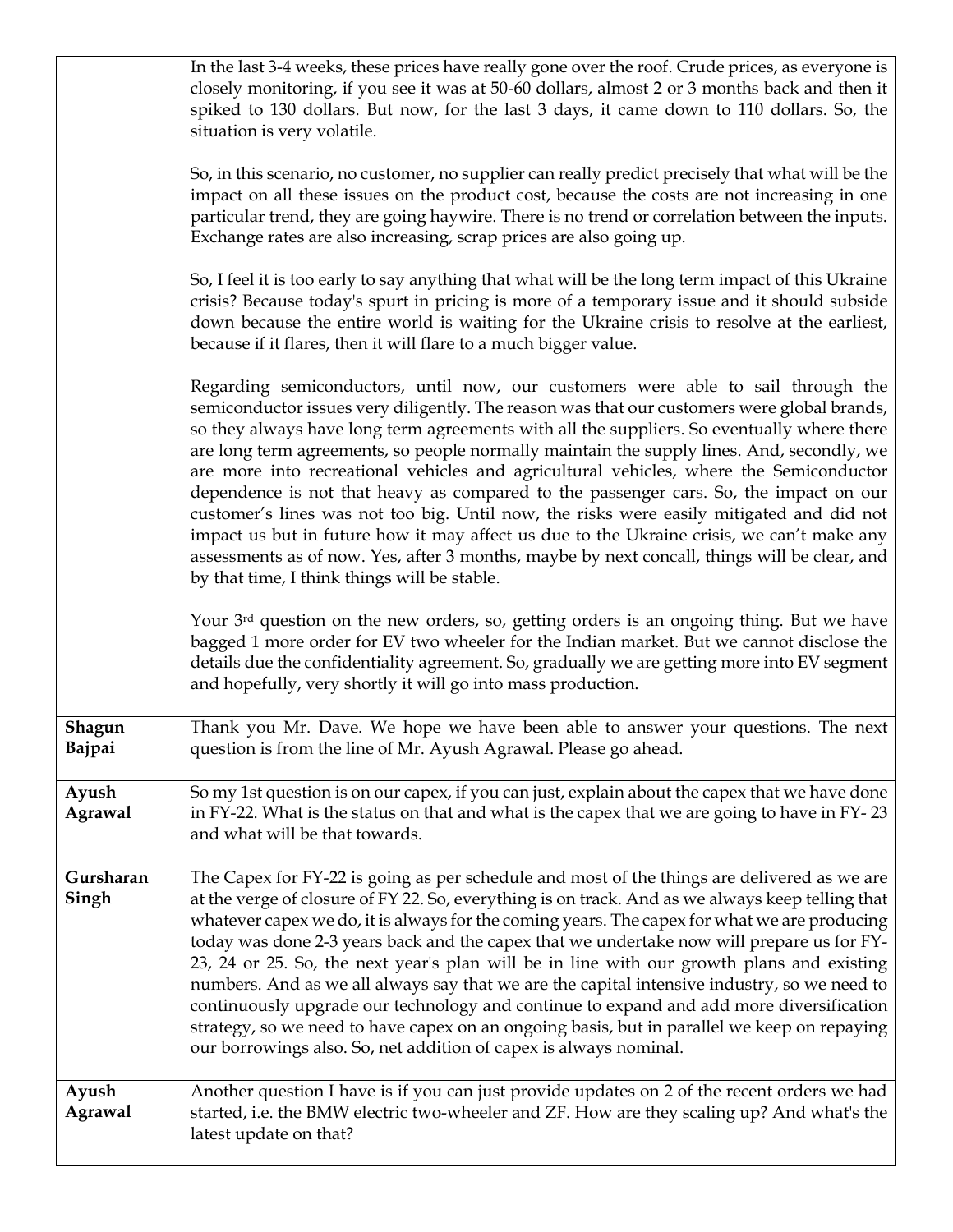| | |
|---|---|
| | In the last 3-4 weeks, these prices have really gone over the roof. Crude prices, as everyone is closely monitoring, if you see it was at 50-60 dollars, almost 2 or 3 months back and then it spiked to 130 dollars. But now, for the last 3 days, it came down to 110 dollars. So, the situation is very volatile.<br><br>So, in this scenario, no customer, no supplier can really predict precisely that what will be the impact on all these issues on the product cost, because the costs are not increasing in one particular trend, they are going haywire. There is no trend or correlation between the inputs. Exchange rates are also increasing, scrap prices are also going up.<br><br>So, I feel it is too early to say anything that what will be the long term impact of this Ukraine crisis? Because today's spurt in pricing is more of a temporary issue and it should subside down because the entire world is waiting for the Ukraine crisis to resolve at the earliest, because if it flares, then it will flare to a much bigger value.<br><br>Regarding semiconductors, until now, our customers were able to sail through the semiconductor issues very diligently. The reason was that our customers were global brands, so they always have long term agreements with all the suppliers. So eventually where there are long term agreements, so people normally maintain the supply lines. And, secondly, we are more into recreational vehicles and agricultural vehicles, where the Semiconductor dependence is not that heavy as compared to the passenger cars. So, the impact on our customer's lines was not too big. Until now, the risks were easily mitigated and did not impact us but in future how it may affect us due to the Ukraine crisis, we can't make any assessments as of now. Yes, after 3 months, maybe by next concall, things will be clear, and by that time, I think things will be stable.<br><br>Your 3rd question on the new orders, so, getting orders is an ongoing thing. But we have bagged 1 more order for EV two wheeler for the Indian market. But we cannot disclose the details due the confidentiality agreement. So, gradually we are getting more into EV segment and hopefully, very shortly it will go into mass production. |
| **Shagun Bajpai** | Thank you Mr. Dave. We hope we have been able to answer your questions. The next question is from the line of Mr. Ayush Agrawal. Please go ahead. |
| **Ayush Agrawal** | So my 1st question is on our capex, if you can just, explain about the capex that we have done in FY-22. What is the status on that and what is the capex that we are going to have in FY- 23 and what will be that towards. |
| **Gursharan Singh** | The Capex for FY-22 is going as per schedule and most of the things are delivered as we are at the verge of closure of FY 22. So, everything is on track. And as we always keep telling that whatever capex we do, it is always for the coming years. The capex for what we are producing today was done 2-3 years back and the capex that we undertake now will prepare us for FY-23, 24 or 25. So, the next year's plan will be in line with our growth plans and existing numbers. And as we all always say that we are the capital intensive industry, so we need to continuously upgrade our technology and continue to expand and add more diversification strategy, so we need to have capex on an ongoing basis, but in parallel we keep on repaying our borrowings also. So, net addition of capex is always nominal. |
| **Ayush Agrawal** | Another question I have is if you can just provide updates on 2 of the recent orders we had started, i.e. the BMW electric two-wheeler and ZF. How are they scaling up? And what's the latest update on that? |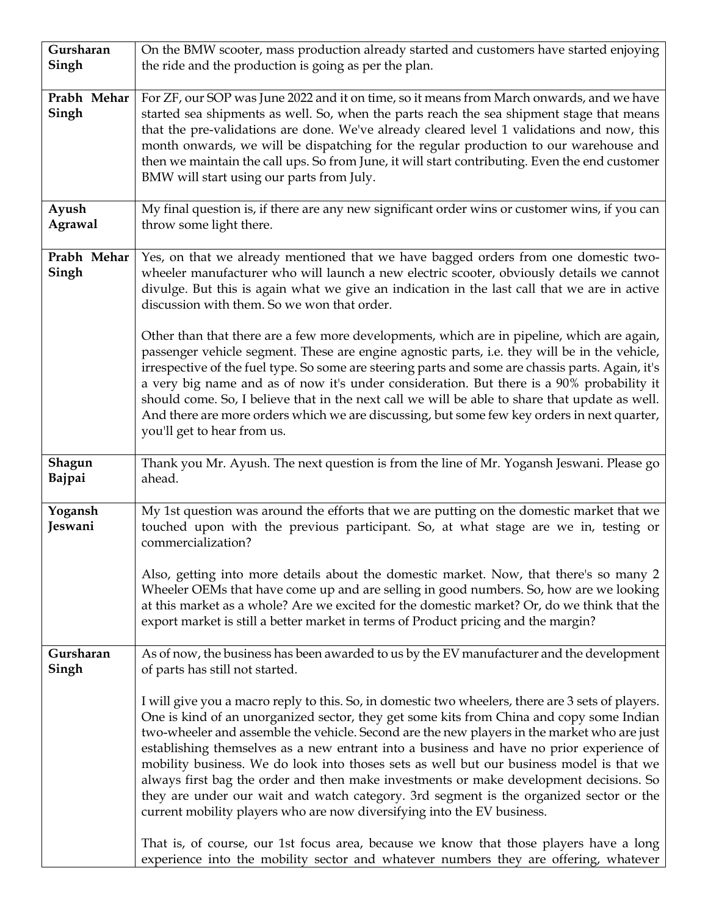| | |
|---|---|
| **Gursharan Singh** | On the BMW scooter, mass production already started and customers have started enjoying the ride and the production is going as per the plan. |
| **Prabh Mehar Singh** | For ZF, our SOP was June 2022 and it on time, so it means from March onwards, and we have started sea shipments as well. So, when the parts reach the sea shipment stage that means that the pre-validations are done. We've already cleared level 1 validations and now, this month onwards, we will be dispatching for the regular production to our warehouse and then we maintain the call ups. So from June, it will start contributing. Even the end customer BMW will start using our parts from July. |
| **Ayush Agrawal** | My final question is, if there are any new significant order wins or customer wins, if you can throw some light there. |
| **Prabh Mehar Singh** | Yes, on that we already mentioned that we have bagged orders from one domestic two-wheeler manufacturer who will launch a new electric scooter, obviously details we cannot divulge. But this is again what we give an indication in the last call that we are in active discussion with them. So we won that order.<br><br>Other than that there are a few more developments, which are in pipeline, which are again, passenger vehicle segment. These are engine agnostic parts, i.e. they will be in the vehicle, irrespective of the fuel type. So some are steering parts and some are chassis parts. Again, it's a very big name and as of now it's under consideration. But there is a 90% probability it should come. So, I believe that in the next call we will be able to share that update as well. And there are more orders which we are discussing, but some few key orders in next quarter, you'll get to hear from us. |
| **Shagun Bajpai** | Thank you Mr. Ayush. The next question is from the line of Mr. Yogansh Jeswani. Please go ahead. |
| **Yogansh Jeswani** | My 1st question was around the efforts that we are putting on the domestic market that we touched upon with the previous participant. So, at what stage are we in, testing or commercialization?<br><br>Also, getting into more details about the domestic market. Now, that there's so many 2 Wheeler OEMs that have come up and are selling in good numbers. So, how are we looking at this market as a whole? Are we excited for the domestic market? Or, do we think that the export market is still a better market in terms of Product pricing and the margin? |
| **Gursharan Singh** | As of now, the business has been awarded to us by the EV manufacturer and the development of parts has still not started.<br><br>I will give you a macro reply to this. So, in domestic two wheelers, there are 3 sets of players. One is kind of an unorganized sector, they get some kits from China and copy some Indian two-wheeler and assemble the vehicle. Second are the new players in the market who are just establishing themselves as a new entrant into a business and have no prior experience of mobility business. We do look into thoses sets as well but our business model is that we always first bag the order and then make investments or make development decisions. So they are under our wait and watch category. 3rd segment is the organized sector or the current mobility players who are now diversifying into the EV business.<br><br>That is, of course, our 1st focus area, because we know that those players have a long experience into the mobility sector and whatever numbers they are offering, whatever |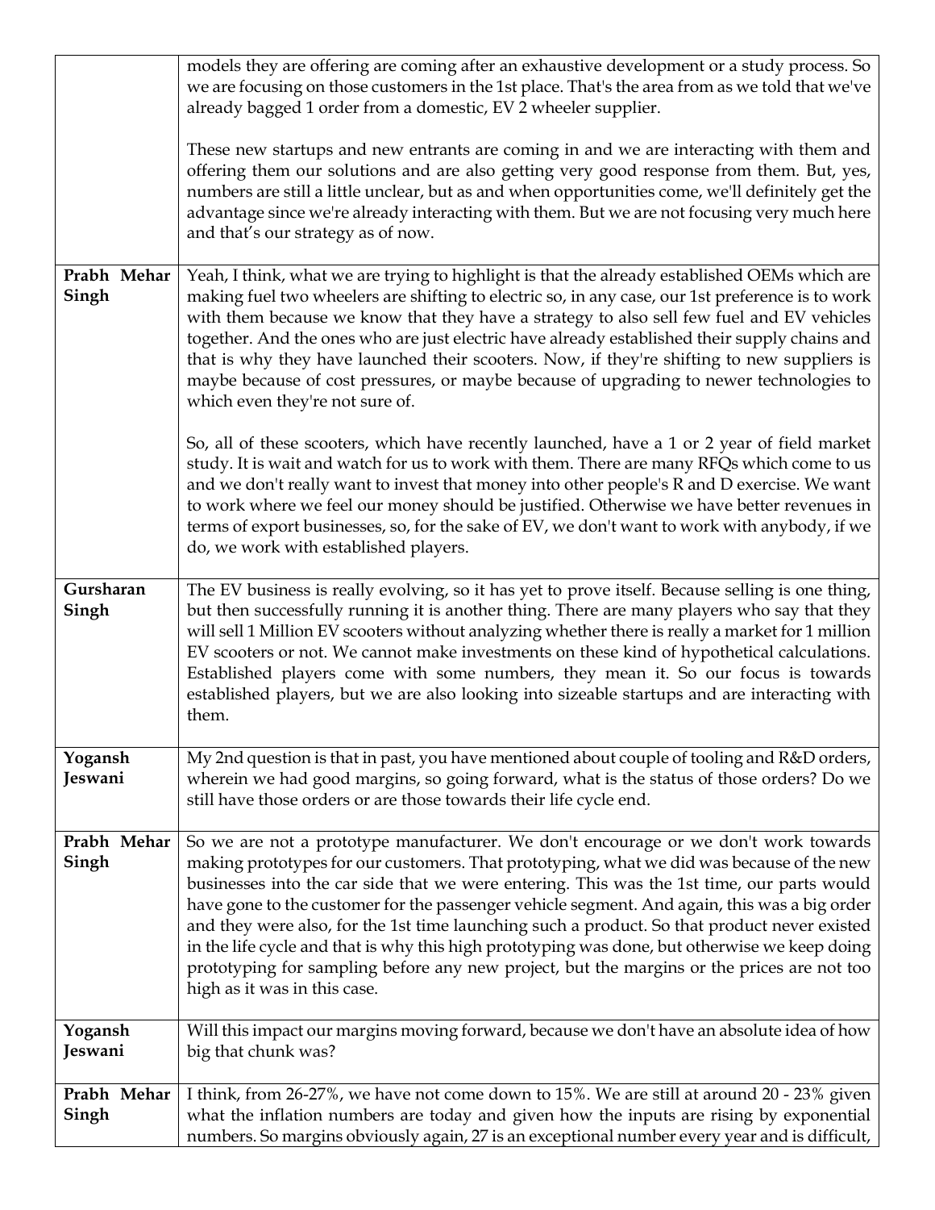| | |
|---|---|
| | models they are offering are coming after an exhaustive development or a study process. So we are focusing on those customers in the 1st place. That's the area from as we told that we've already bagged 1 order from a domestic, EV 2 wheeler supplier.<br><br>These new startups and new entrants are coming in and we are interacting with them and offering them our solutions and are also getting very good response from them. But, yes, numbers are still a little unclear, but as and when opportunities come, we'll definitely get the advantage since we're already interacting with them. But we are not focusing very much here and that's our strategy as of now. |
| **Prabh Mehar Singh** | Yeah, I think, what we are trying to highlight is that the already established OEMs which are making fuel two wheelers are shifting to electric so, in any case, our 1st preference is to work with them because we know that they have a strategy to also sell few fuel and EV vehicles together. And the ones who are just electric have already established their supply chains and that is why they have launched their scooters. Now, if they're shifting to new suppliers is maybe because of cost pressures, or maybe because of upgrading to newer technologies to which even they're not sure of.<br><br>So, all of these scooters, which have recently launched, have a 1 or 2 year of field market study. It is wait and watch for us to work with them. There are many RFQs which come to us and we don't really want to invest that money into other people's R and D exercise. We want to work where we feel our money should be justified. Otherwise we have better revenues in terms of export businesses, so, for the sake of EV, we don't want to work with anybody, if we do, we work with established players. |
| **Gursharan Singh** | The EV business is really evolving, so it has yet to prove itself. Because selling is one thing, but then successfully running it is another thing. There are many players who say that they will sell 1 Million EV scooters without analyzing whether there is really a market for 1 million EV scooters or not. We cannot make investments on these kind of hypothetical calculations. Established players come with some numbers, they mean it. So our focus is towards established players, but we are also looking into sizeable startups and are interacting with them. |
| **Yogansh Jeswani** | My 2nd question is that in past, you have mentioned about couple of tooling and R&D orders, wherein we had good margins, so going forward, what is the status of those orders? Do we still have those orders or are those towards their life cycle end. |
| **Prabh Mehar Singh** | So we are not a prototype manufacturer. We don't encourage or we don't work towards making prototypes for our customers. That prototyping, what we did was because of the new businesses into the car side that we were entering. This was the 1st time, our parts would have gone to the customer for the passenger vehicle segment. And again, this was a big order and they were also, for the 1st time launching such a product. So that product never existed in the life cycle and that is why this high prototyping was done, but otherwise we keep doing prototyping for sampling before any new project, but the margins or the prices are not too high as it was in this case. |
| **Yogansh Jeswani** | Will this impact our margins moving forward, because we don't have an absolute idea of how big that chunk was? |
| **Prabh Mehar Singh** | I think, from 26-27%, we have not come down to 15%. We are still at around 20 - 23% given what the inflation numbers are today and given how the inputs are rising by exponential numbers. So margins obviously again, 27 is an exceptional number every year and is difficult, |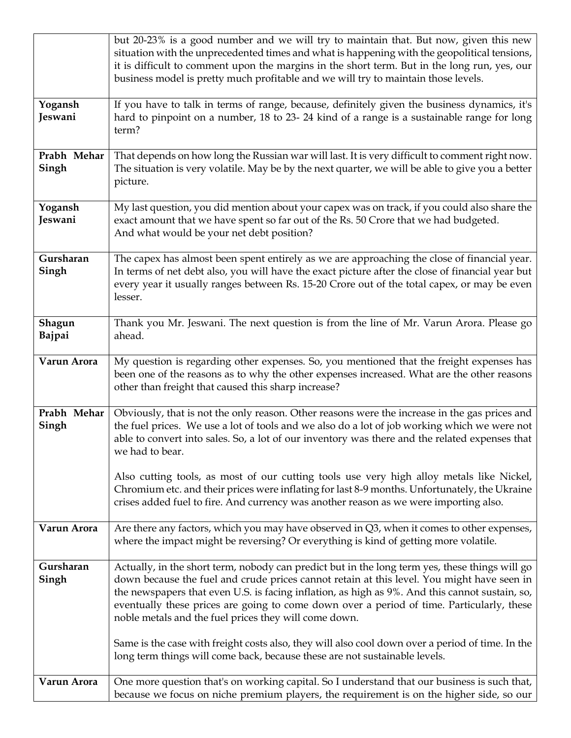| | |
|---|---|
| | but 20-23% is a good number and we will try to maintain that. But now, given this new situation with the unprecedented times and what is happening with the geopolitical tensions, it is difficult to comment upon the margins in the short term. But in the long run, yes, our business model is pretty much profitable and we will try to maintain those levels. |
| **Yogansh Jeswani** | If you have to talk in terms of range, because, definitely given the business dynamics, it's hard to pinpoint on a number, 18 to 23- 24 kind of a range is a sustainable range for long term? |
| **Prabh Mehar Singh** | That depends on how long the Russian war will last. It is very difficult to comment right now. The situation is very volatile. May be by the next quarter, we will be able to give you a better picture. |
| **Yogansh Jeswani** | My last question, you did mention about your capex was on track, if you could also share the exact amount that we have spent so far out of the Rs. 50 Crore that we had budgeted. And what would be your net debt position? |
| **Gursharan Singh** | The capex has almost been spent entirely as we are approaching the close of financial year. In terms of net debt also, you will have the exact picture after the close of financial year but every year it usually ranges between Rs. 15-20 Crore out of the total capex, or may be even lesser. |
| **Shagun Bajpai** | Thank you Mr. Jeswani. The next question is from the line of Mr. Varun Arora. Please go ahead. |
| **Varun Arora** | My question is regarding other expenses. So, you mentioned that the freight expenses has been one of the reasons as to why the other expenses increased. What are the other reasons other than freight that caused this sharp increase? |
| **Prabh Mehar Singh** | Obviously, that is not the only reason. Other reasons were the increase in the gas prices and the fuel prices. We use a lot of tools and we also do a lot of job working which we were not able to convert into sales. So, a lot of our inventory was there and the related expenses that we had to bear.<br><br>Also cutting tools, as most of our cutting tools use very high alloy metals like Nickel, Chromium etc. and their prices were inflating for last 8-9 months. Unfortunately, the Ukraine crises added fuel to fire. And currency was another reason as we were importing also. |
| **Varun Arora** | Are there any factors, which you may have observed in Q3, when it comes to other expenses, where the impact might be reversing? Or everything is kind of getting more volatile. |
| **Gursharan Singh** | Actually, in the short term, nobody can predict but in the long term yes, these things will go down because the fuel and crude prices cannot retain at this level. You might have seen in the newspapers that even U.S. is facing inflation, as high as 9%. And this cannot sustain, so, eventually these prices are going to come down over a period of time. Particularly, these noble metals and the fuel prices they will come down.<br><br>Same is the case with freight costs also, they will also cool down over a period of time. In the long term things will come back, because these are not sustainable levels. |
| **Varun Arora** | One more question that's on working capital. So I understand that our business is such that, because we focus on niche premium players, the requirement is on the higher side, so our |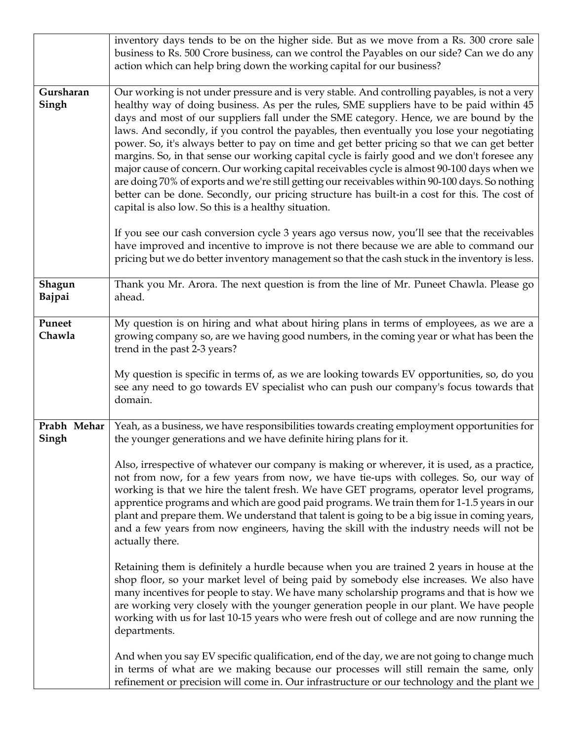| | |
|---|---|
| | inventory days tends to be on the higher side. But as we move from a Rs. 300 crore sale business to Rs. 500 Crore business, can we control the Payables on our side? Can we do any action which can help bring down the working capital for our business? |
| **Gursharan Singh** | Our working is not under pressure and is very stable. And controlling payables, is not a very healthy way of doing business. As per the rules, SME suppliers have to be paid within 45 days and most of our suppliers fall under the SME category. Hence, we are bound by the laws. And secondly, if you control the payables, then eventually you lose your negotiating power. So, it's always better to pay on time and get better pricing so that we can get better margins. So, in that sense our working capital cycle is fairly good and we don't foresee any major cause of concern. Our working capital receivables cycle is almost 90-100 days when we are doing 70% of exports and we're still getting our receivables within 90-100 days. So nothing better can be done. Secondly, our pricing structure has built-in a cost for this. The cost of capital is also low. So this is a healthy situation.<br><br>If you see our cash conversion cycle 3 years ago versus now, you'll see that the receivables have improved and incentive to improve is not there because we are able to command our pricing but we do better inventory management so that the cash stuck in the inventory is less. |
| **Shagun Bajpai** | Thank you Mr. Arora. The next question is from the line of Mr. Puneet Chawla. Please go ahead. |
| **Puneet Chawla** | My question is on hiring and what about hiring plans in terms of employees, as we are a growing company so, are we having good numbers, in the coming year or what has been the trend in the past 2-3 years?<br><br>My question is specific in terms of, as we are looking towards EV opportunities, so, do you see any need to go towards EV specialist who can push our company's focus towards that domain. |
| **Prabh Mehar Singh** | Yeah, as a business, we have responsibilities towards creating employment opportunities for the younger generations and we have definite hiring plans for it.<br><br>Also, irrespective of whatever our company is making or wherever, it is used, as a practice, not from now, for a few years from now, we have tie-ups with colleges. So, our way of working is that we hire the talent fresh. We have GET programs, operator level programs, apprentice programs and which are good paid programs. We train them for 1-1.5 years in our plant and prepare them. We understand that talent is going to be a big issue in coming years, and a few years from now engineers, having the skill with the industry needs will not be actually there.<br><br>Retaining them is definitely a hurdle because when you are trained 2 years in house at the shop floor, so your market level of being paid by somebody else increases. We also have many incentives for people to stay. We have many scholarship programs and that is how we are working very closely with the younger generation people in our plant. We have people working with us for last 10-15 years who were fresh out of college and are now running the departments.<br><br>And when you say EV specific qualification, end of the day, we are not going to change much in terms of what are we making because our processes will still remain the same, only refinement or precision will come in. Our infrastructure or our technology and the plant we |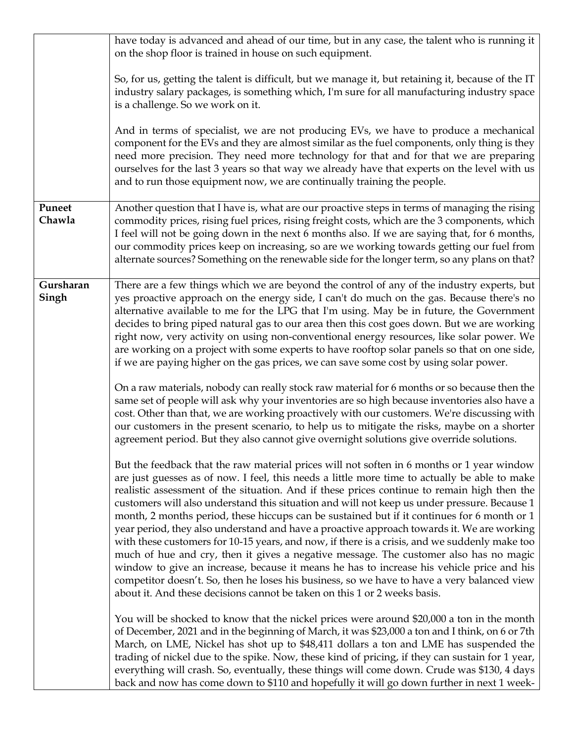| | |
|---|---|
| | have today is advanced and ahead of our time, but in any case, the talent who is running it on the shop floor is trained in house on such equipment.<br><br>So, for us, getting the talent is difficult, but we manage it, but retaining it, because of the IT industry salary packages, is something which, I'm sure for all manufacturing industry space is a challenge. So we work on it.<br><br>And in terms of specialist, we are not producing EVs, we have to produce a mechanical component for the EVs and they are almost similar as the fuel components, only thing is they need more precision. They need more technology for that and for that we are preparing ourselves for the last 3 years so that way we already have that experts on the level with us and to run those equipment now, we are continually training the people. |
| **Puneet Chawla** | Another question that I have is, what are our proactive steps in terms of managing the rising commodity prices, rising fuel prices, rising freight costs, which are the 3 components, which I feel will not be going down in the next 6 months also. If we are saying that, for 6 months, our commodity prices keep on increasing, so are we working towards getting our fuel from alternate sources? Something on the renewable side for the longer term, so any plans on that? |
| **Gursharan Singh** | There are a few things which we are beyond the control of any of the industry experts, but yes proactive approach on the energy side, I can't do much on the gas. Because there's no alternative available to me for the LPG that I'm using. May be in future, the Government decides to bring piped natural gas to our area then this cost goes down. But we are working right now, very activity on using non-conventional energy resources, like solar power. We are working on a project with some experts to have rooftop solar panels so that on one side, if we are paying higher on the gas prices, we can save some cost by using solar power.<br><br>On a raw materials, nobody can really stock raw material for 6 months or so because then the same set of people will ask why your inventories are so high because inventories also have a cost. Other than that, we are working proactively with our customers. We're discussing with our customers in the present scenario, to help us to mitigate the risks, maybe on a shorter agreement period. But they also cannot give overnight solutions give override solutions.<br><br>But the feedback that the raw material prices will not soften in 6 months or 1 year window are just guesses as of now. I feel, this needs a little more time to actually be able to make realistic assessment of the situation. And if these prices continue to remain high then the customers will also understand this situation and will not keep us under pressure. Because 1 month, 2 months period, these hiccups can be sustained but if it continues for 6 month or 1 year period, they also understand and have a proactive approach towards it. We are working with these customers for 10-15 years, and now, if there is a crisis, and we suddenly make too much of hue and cry, then it gives a negative message. The customer also has no magic window to give an increase, because it means he has to increase his vehicle price and his competitor doesn't. So, then he loses his business, so we have to have a very balanced view about it. And these decisions cannot be taken on this 1 or 2 weeks basis.<br><br>You will be shocked to know that the nickel prices were around $20,000 a ton in the month of December, 2021 and in the beginning of March, it was $23,000 a ton and I think, on 6 or 7th March, on LME, Nickel has shot up to $48,411 dollars a ton and LME has suspended the trading of nickel due to the spike. Now, these kind of pricing, if they can sustain for 1 year, everything will crash. So, eventually, these things will come down. Crude was $130, 4 days back and now has come down to $110 and hopefully it will go down further in next 1 week- |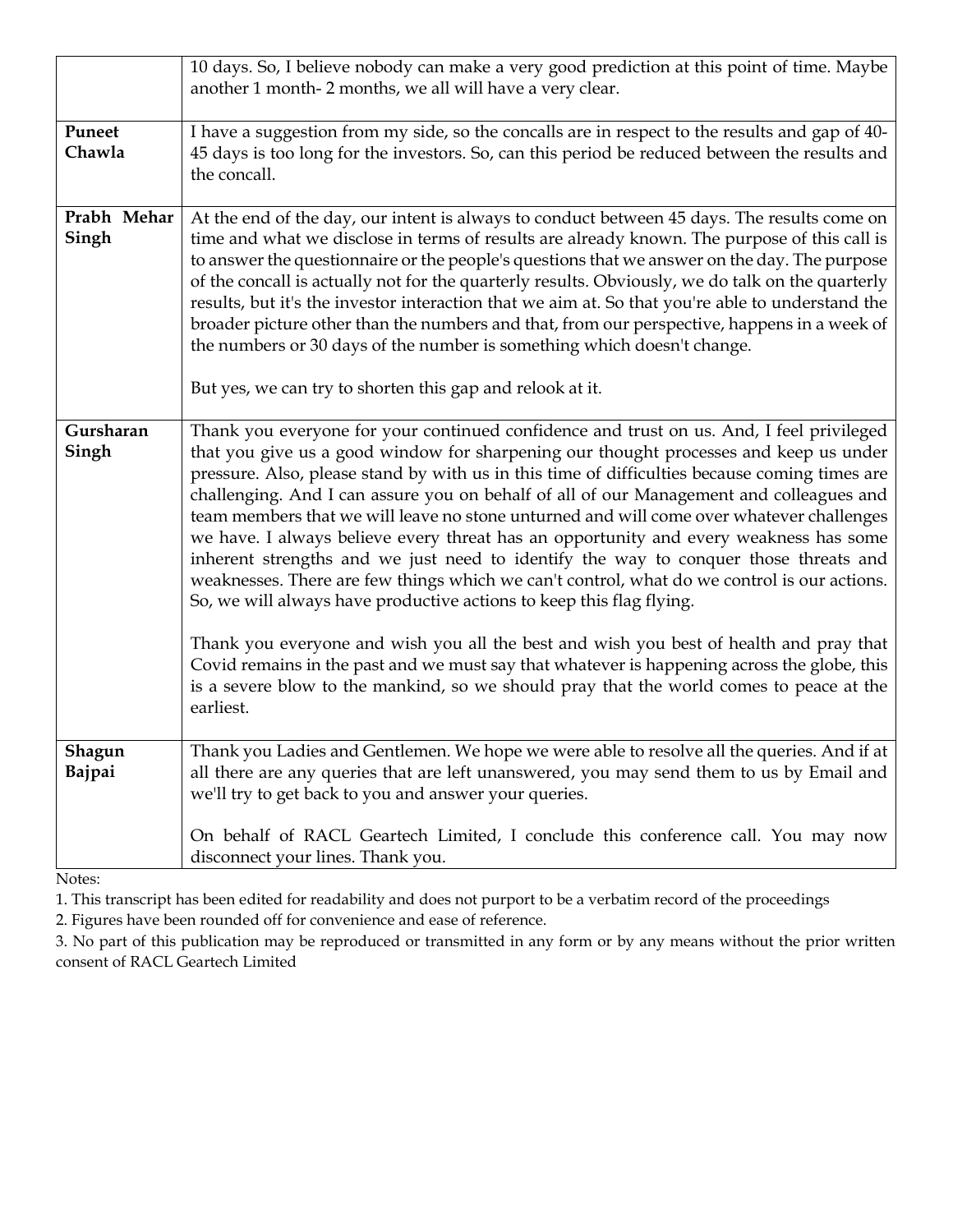| | |
|---|---|
| | 10 days. So, I believe nobody can make a very good prediction at this point of time. Maybe another 1 month- 2 months, we all will have a very clear. |
| **Puneet Chawla** | I have a suggestion from my side, so the concalls are in respect to the results and gap of 40-45 days is too long for the investors. So, can this period be reduced between the results and the concall. |
| **Prabh Mehar Singh** | At the end of the day, our intent is always to conduct between 45 days. The results come on time and what we disclose in terms of results are already known. The purpose of this call is to answer the questionnaire or the people's questions that we answer on the day. The purpose of the concall is actually not for the quarterly results. Obviously, we do talk on the quarterly results, but it's the investor interaction that we aim at. So that you're able to understand the broader picture other than the numbers and that, from our perspective, happens in a week of the numbers or 30 days of the number is something which doesn't change.<br><br>But yes, we can try to shorten this gap and relook at it. |
| **Gursharan Singh** | Thank you everyone for your continued confidence and trust on us. And, I feel privileged that you give us a good window for sharpening our thought processes and keep us under pressure. Also, please stand by with us in this time of difficulties because coming times are challenging. And I can assure you on behalf of all of our Management and colleagues and team members that we will leave no stone unturned and will come over whatever challenges we have. I always believe every threat has an opportunity and every weakness has some inherent strengths and we just need to identify the way to conquer those threats and weaknesses. There are few things which we can't control, what do we control is our actions. So, we will always have productive actions to keep this flag flying.<br><br>Thank you everyone and wish you all the best and wish you best of health and pray that Covid remains in the past and we must say that whatever is happening across the globe, this is a severe blow to the mankind, so we should pray that the world comes to peace at the earliest. |
| **Shagun Bajpai** | Thank you Ladies and Gentlemen. We hope we were able to resolve all the queries. And if at all there are any queries that are left unanswered, you may send them to us by Email and we'll try to get back to you and answer your queries.<br><br>On behalf of RACL Geartech Limited, I conclude this conference call. You may now disconnect your lines. Thank you. |

Notes:

1. This transcript has been edited for readability and does not purport to be a verbatim record of the proceedings
2. Figures have been rounded off for convenience and ease of reference.
3. No part of this publication may be reproduced or transmitted in any form or by any means without the prior written consent of RACL Geartech Limited